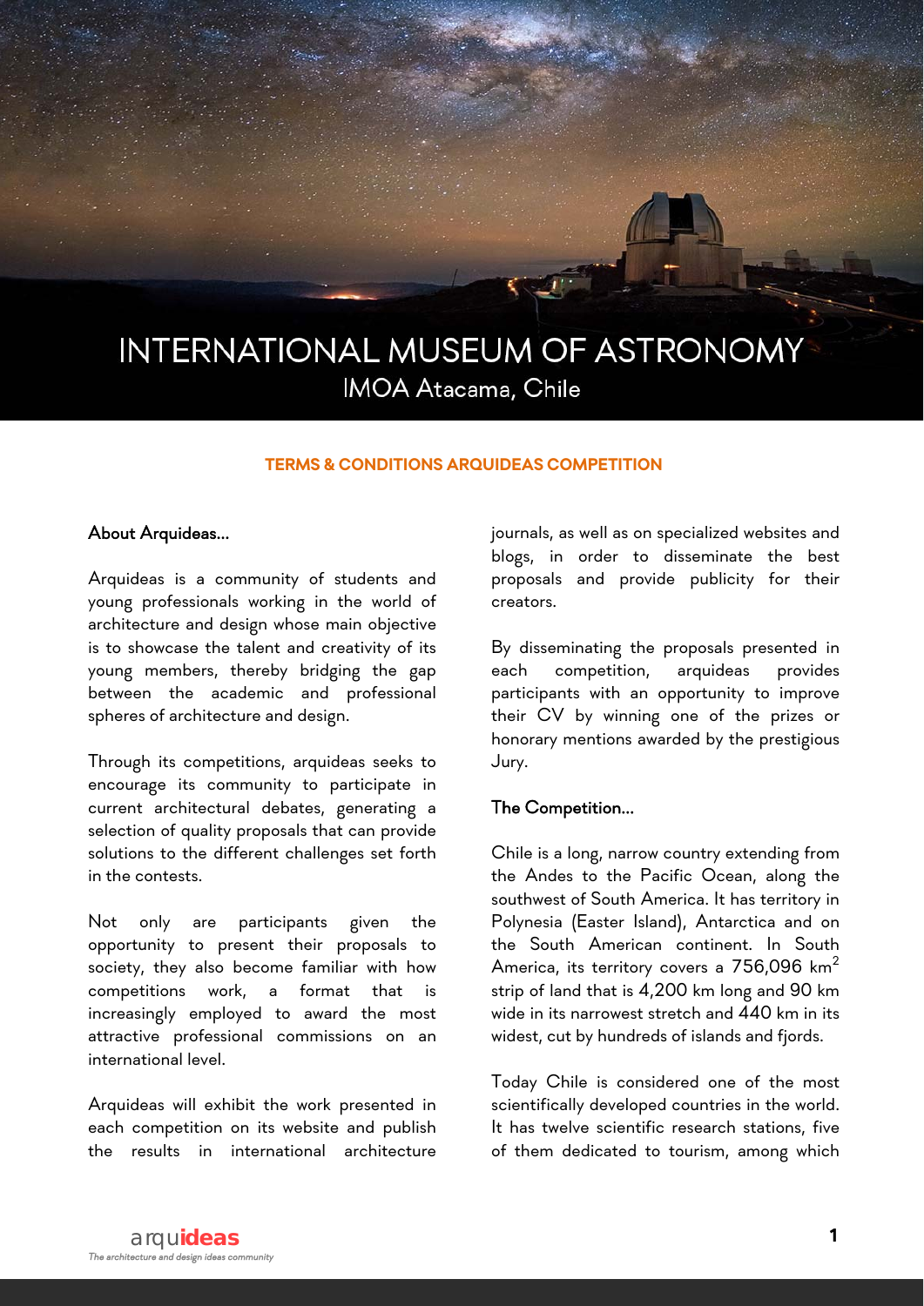# INTERNATIONAL MUSEUM OF ASTRONOMY

IMOA Atacama, Chile

**TERMS & CONDITIONS ARQUIDEAS COMPETITION**

## About Arquideas...

Arquideas is a community of students and young professionals working in the world of architecture and design whose main objective is to showcase the talent and creativity of its young members, thereby bridging the gap between the academic and professional spheres of architecture and design.

Through its competitions, arquideas seeks to encourage its community to participate in current architectural debates, generating a selection of quality proposals that can provide solutions to the different challenges set forth in the contests.

Not only are participants given the opportunity to present their proposals to society, they also become familiar with how competitions work, a format that is increasingly employed to award the most attractive professional commissions on an international level.

Arquideas will exhibit the work presented in each competition on its website and publish the results in international architecture journals, as well as on specialized websites and blogs, in order to disseminate the best proposals and provide publicity for their creators.

By disseminating the proposals presented in each competition, arquideas provides participants with an opportunity to improve their CV by winning one of the prizes or honorary mentions awarded by the prestigious Jury.

## The Competition...

Chile is a long, narrow country extending from the Andes to the Pacific Ocean, along the southwest of South America. It has territory in Polynesia (Easter Island), Antarctica and on the South American continent. In South America, its territory covers a 756,096 $km^2$ strip of land that is 4,200 km long and 90 km wide in its narrowest stretch and 440 km in its widest, cut by hundreds of islands and fjords.

Today Chile is considered one of the most scientifically developed countries in the world. It has twelve scientific research stations, five of them dedicated to tourism, among which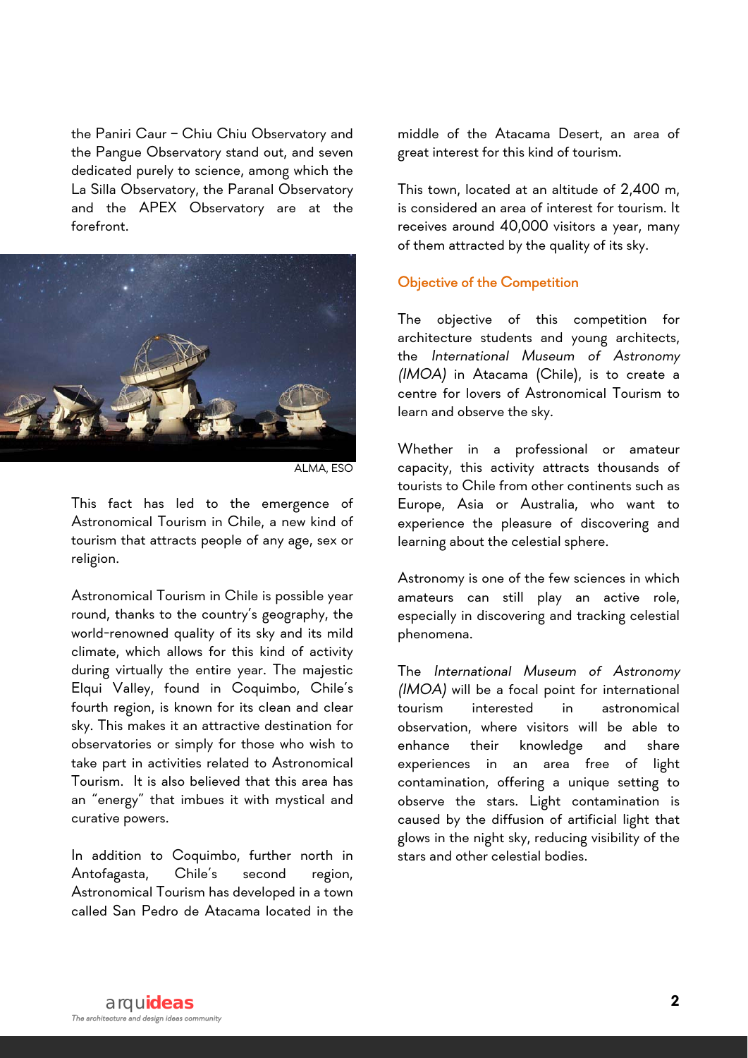the Paniri Caur – Chiu Chiu Observatory and the Pangue Observatory stand out, and seven dedicated purely to science, among which the La Silla Observatory, the Paranal Observatory and the APEX Observatory are at the forefront.

ALMA, ESO

This fact has led to the emergence of Astronomical Tourism in Chile, a new kind of tourism that attracts people of any age, sex or religion.

Astronomical Tourism in Chile is possible year round, thanks to the country's geography, the world-renowned quality of its sky and its mild climate, which allows for this kind of activity during virtually the entire year. The majestic Elqui Valley, found in Coquimbo, Chile's fourth region, is known for its clean and clear sky. This makes it an attractive destination for observatories or simply for those who wish to take part in activities related to Astronomical Tourism. It is also believed that this area has an "energy" that imbues it with mystical and curative powers.

In addition to Coquimbo, further north in Antofagasta, Chile's second region, Astronomical Tourism has developed in a town called San Pedro de Atacama located in the middle of the Atacama Desert, an area of great interest for this kind of tourism.

This town, located at an altitude of 2,400 m, is considered an area of interest for tourism. It receives around 40,000 visitors a year, many of them attracted by the quality of its sky.

## Objective of the Competition

The objective of this competition for architecture students and young architects, the *International Museum of Astronomy (IMOA)* in Atacama (Chile), is to create a centre for lovers of Astronomical Tourism to learn and observe the sky.

Whether in a professional or amateur capacity, this activity attracts thousands of tourists to Chile from other continents such as Europe, Asia or Australia, who want to experience the pleasure of discovering and learning about the celestial sphere.

Astronomy is one of the few sciences in which amateurs can still play an active role, especially in discovering and tracking celestial phenomena.

The *International Museum of Astronomy (IMOA)* will be a focal point for international tourism interested in astronomical observation, where visitors will be able to enhance their knowledge and share experiences in an area free of light contamination, offering a unique setting to observe the stars. Light contamination is caused by the diffusion of artificial light that glows in the night sky, reducing visibility of the stars and other celestial bodies.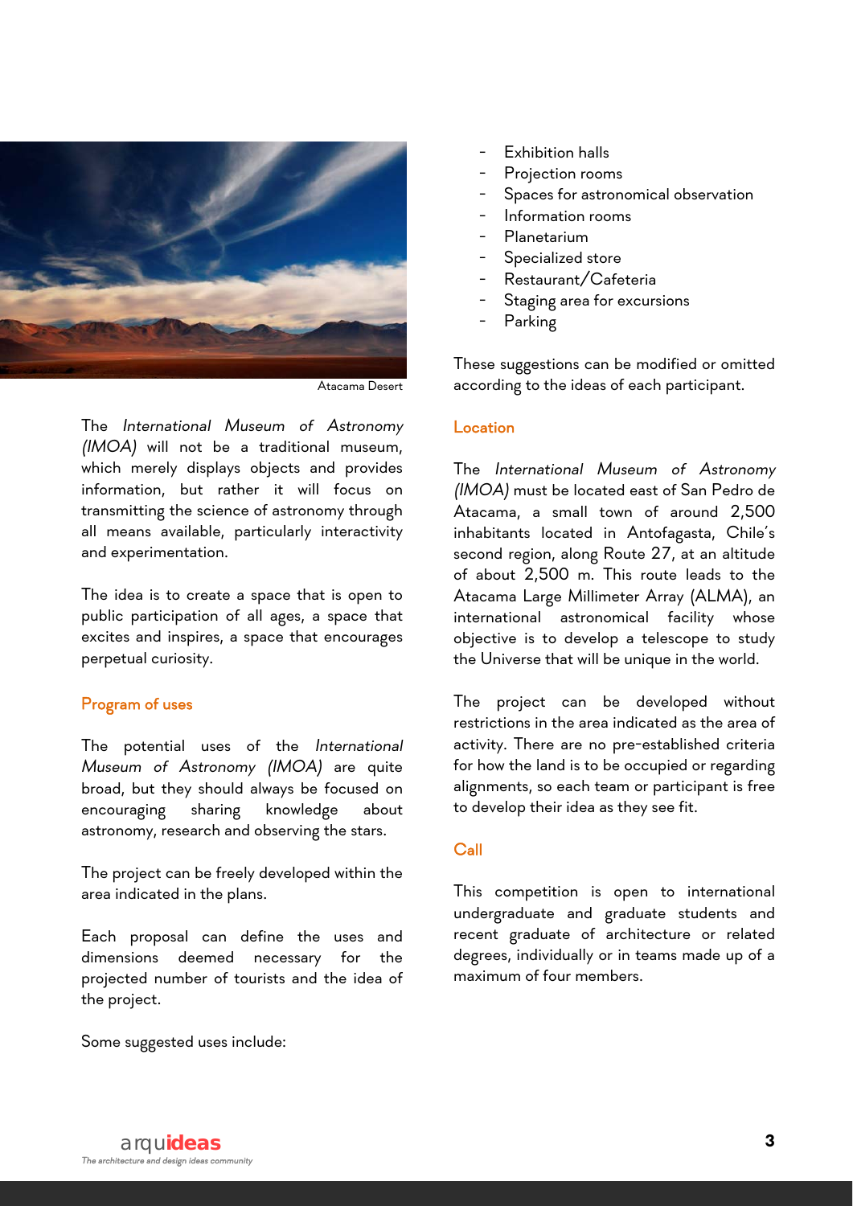Atacama Desert

The *International Museum of Astronomy (IMOA)* will not be a traditional museum, which merely displays objects and provides information, but rather it will focus on transmitting the science of astronomy through all means available, particularly interactivity and experimentation.

The idea is to create a space that is open to public participation of all ages, a space that excites and inspires, a space that encourages perpetual curiosity.

## Program of uses

The potential uses of the *International Museum of Astronomy (IMOA)* are quite broad, but they should always be focused on encouraging sharing knowledge about astronomy, research and observing the stars.

The project can be freely developed within the area indicated in the plans.

Each proposal can define the uses and dimensions deemed necessary for the projected number of tourists and the idea of the project.

Some suggested uses include:

- Exhibition halls
- Projection rooms
- Spaces for astronomical observation
- Information rooms
- Planetarium
- Specialized store
- Restaurant/Cafeteria
- Staging area for excursions
- Parking

These suggestions can be modified or omitted according to the ideas of each participant.

## Location

The *International Museum of Astronomy (IMOA)* must be located east of San Pedro de Atacama, a small town of around 2,500 inhabitants located in Antofagasta, Chile's second region, along Route 27, at an altitude of about 2,500 m. This route leads to the Atacama Large Millimeter Array (ALMA), an international astronomical facility whose objective is to develop a telescope to study the Universe that will be unique in the world.

The project can be developed without restrictions in the area indicated as the area of activity. There are no pre-established criteria for how the land is to be occupied or regarding alignments, so each team or participant is free to develop their idea as they see fit.

## Call

This competition is open to international undergraduate and graduate students and recent graduate of architecture or related degrees, individually or in teams made up of a maximum of four members.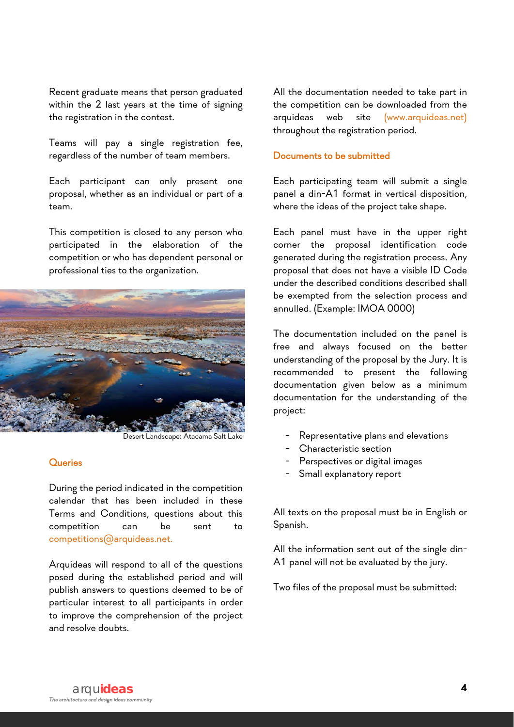Recent graduate means that person graduated within the 2 last years at the time of signing the registration in the contest.

Teams will pay a single registration fee, regardless of the number of team members.

Each participant can only present one proposal, whether as an individual or part of a team.

This competition is closed to any person who participated in the elaboration of the competition or who has dependent personal or professional ties to the organization.

Desert Landscape: Atacama Salt Lake

### Queries

During the period indicated in the competition calendar that has been included in these Terms and Conditions, questions about this competition can be sent to competitions@arquideas.net.

Arquideas will respond to all of the questions posed during the established period and will publish answers to questions deemed to be of particular interest to all participants in order to improve the comprehension of the project and resolve doubts.

All the documentation needed to take part in the competition can be downloaded from the arquideas web site (www.arquideas.net) throughout the registration period.

### Documents to be submitted

Each participating team will submit a single panel a din-A1 format in vertical disposition, where the ideas of the project take shape.

Each panel must have in the upper right corner the proposal identification code generated during the registration process. Any proposal that does not have a visible ID Code under the described conditions described shall be exempted from the selection process and annulled. (Example: IMOA 0000)

The documentation included on the panel is free and always focused on the better understanding of the proposal by the Jury. It is recommended to present the following documentation given below as a minimum documentation for the understanding of the project:

- Representative plans and elevations
- Characteristic section
- Perspectives or digital images
- Small explanatory report

All texts on the proposal must be in English or Spanish.

All the information sent out of the single din-A1 panel will not be evaluated by the jury.

Two files of the proposal must be submitted: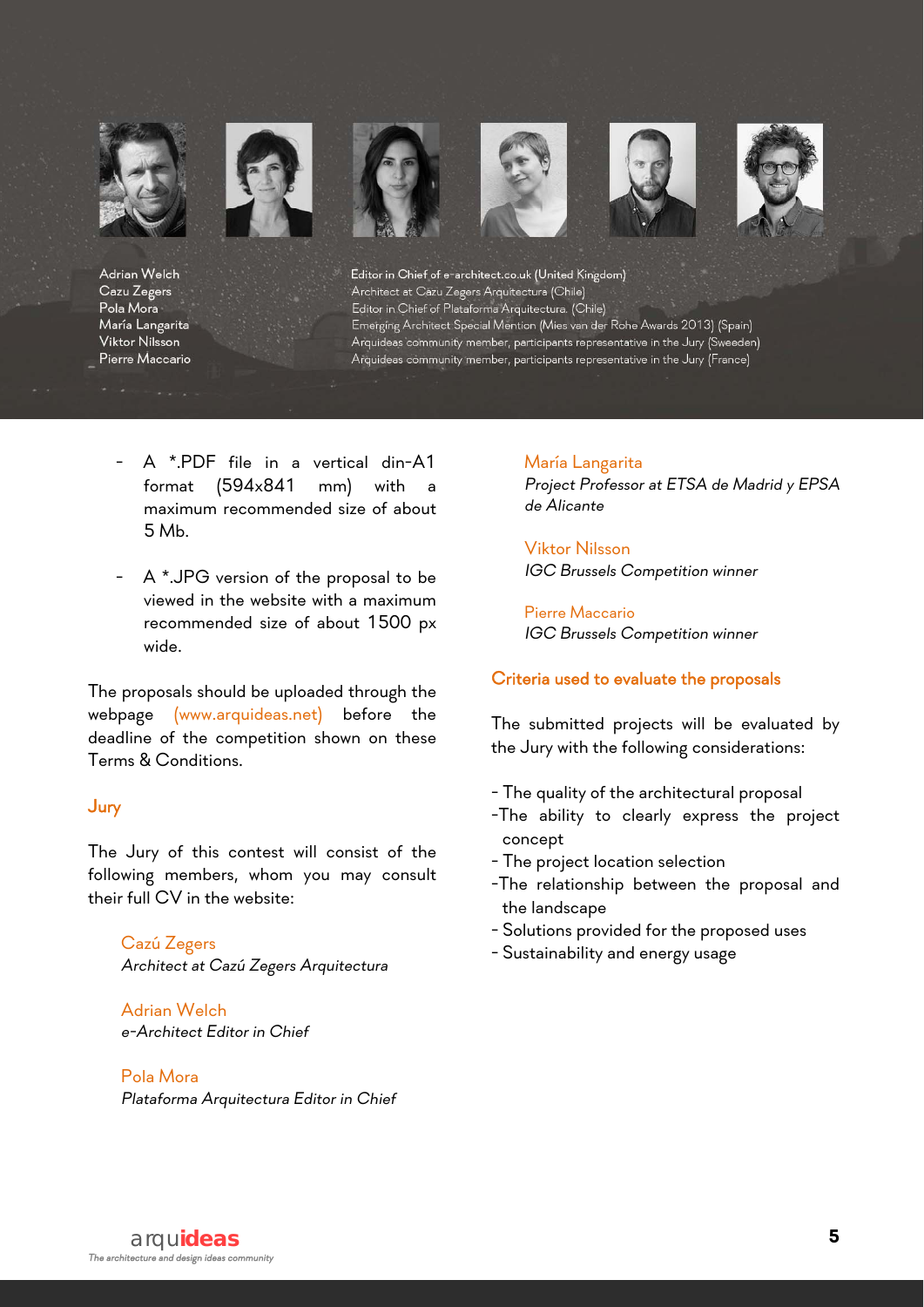Adrian Welch — Editor in Chief of e-architect.co.uk (United Kingdom)
Cazu Zegers — Architect at Cazu Zegers Arquitectura (Chile)
Pola Mora — Editor in Chief of Plataforma Arquitectura. (Chile)
María Langarita — Emerging Architect Special Mention (Mies van der Rohe Awards 2013) (Spain)
Viktor Nilsson — Arquideas community member, participants representative in the Jury (Sweeden)
Pierre Maccario — Arquideas community member, participants representative in the Jury (France)

- A *.PDF file in a vertical din-A1 format (594x841 mm) with a maximum recommended size of about 5 Mb.

- A *.JPG version of the proposal to be viewed in the website with a maximum recommended size of about 1500 px wide.

The proposals should be uploaded through the webpage (www.arquideas.net) before the deadline of the competition shown on these Terms & Conditions.

## Jury

The Jury of this contest will consist of the following members, whom you may consult their full CV in the website:

Cazú Zegers
*Architect at Cazú Zegers Arquitectura*

Adrian Welch
*e-Architect Editor in Chief*

Pola Mora
*Plataforma Arquitectura Editor in Chief*

María Langarita
*Project Professor at ETSA de Madrid y EPSA de Alicante*

Viktor Nilsson
*IGC Brussels Competition winner*

Pierre Maccario
*IGC Brussels Competition winner*

## Criteria used to evaluate the proposals

The submitted projects will be evaluated by the Jury with the following considerations:

- The quality of the architectural proposal
- The ability to clearly express the project concept
- The project location selection
- The relationship between the proposal and the landscape
- Solutions provided for the proposed uses
- Sustainability and energy usage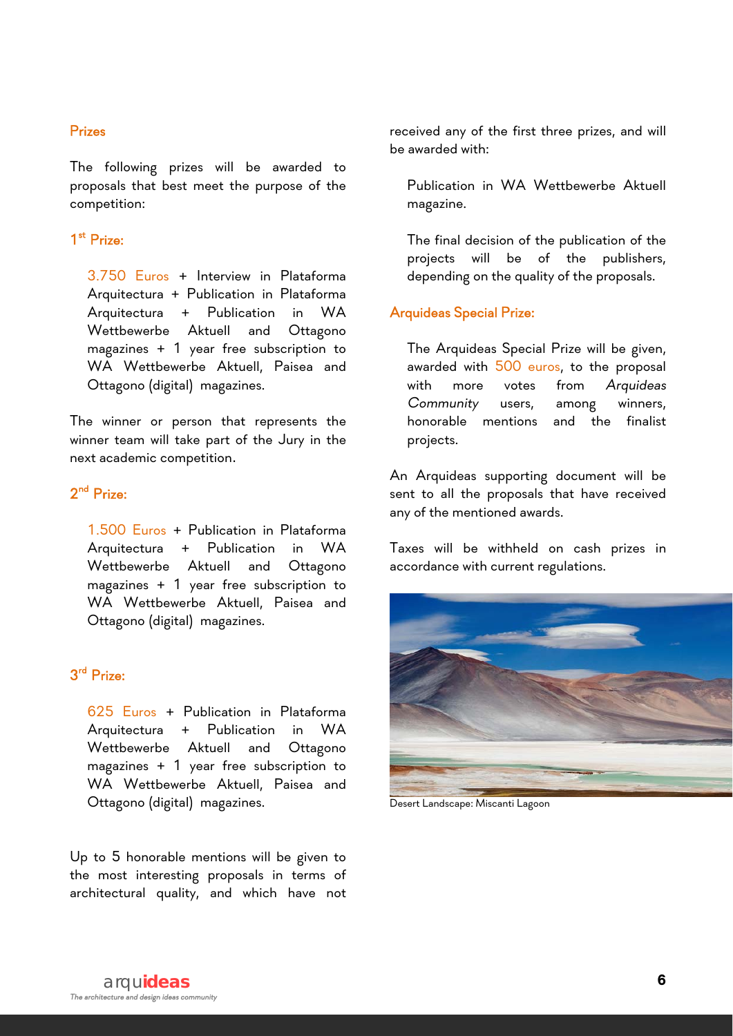## Prizes

The following prizes will be awarded to proposals that best meet the purpose of the competition:

### 1st Prize:

3.750 Euros + Interview in Plataforma Arquitectura + Publication in Plataforma Arquitectura + Publication in WA Wettbewerbe Aktuell and Ottagono magazines + 1 year free subscription to WA Wettbewerbe Aktuell, Paisea and Ottagono (digital) magazines.

The winner or person that represents the winner team will take part of the Jury in the next academic competition.

### 2nd Prize:

1.500 Euros + Publication in Plataforma Arquitectura + Publication in WA Wettbewerbe Aktuell and Ottagono magazines + 1 year free subscription to WA Wettbewerbe Aktuell, Paisea and Ottagono (digital) magazines.

### 3rd Prize:

625 Euros + Publication in Plataforma Arquitectura + Publication in WA Wettbewerbe Aktuell and Ottagono magazines + 1 year free subscription to WA Wettbewerbe Aktuell, Paisea and Ottagono (digital) magazines.

Up to 5 honorable mentions will be given to the most interesting proposals in terms of architectural quality, and which have not received any of the first three prizes, and will be awarded with:

Publication in WA Wettbewerbe Aktuell magazine.

The final decision of the publication of the projects will be of the publishers, depending on the quality of the proposals.

### Arquideas Special Prize:

The Arquideas Special Prize will be given, awarded with 500 euros, to the proposal with more votes from *Arquideas Community* users, among winners, honorable mentions and the finalist projects.

An Arquideas supporting document will be sent to all the proposals that have received any of the mentioned awards.

Taxes will be withheld on cash prizes in accordance with current regulations.

Desert Landscape: Miscanti Lagoon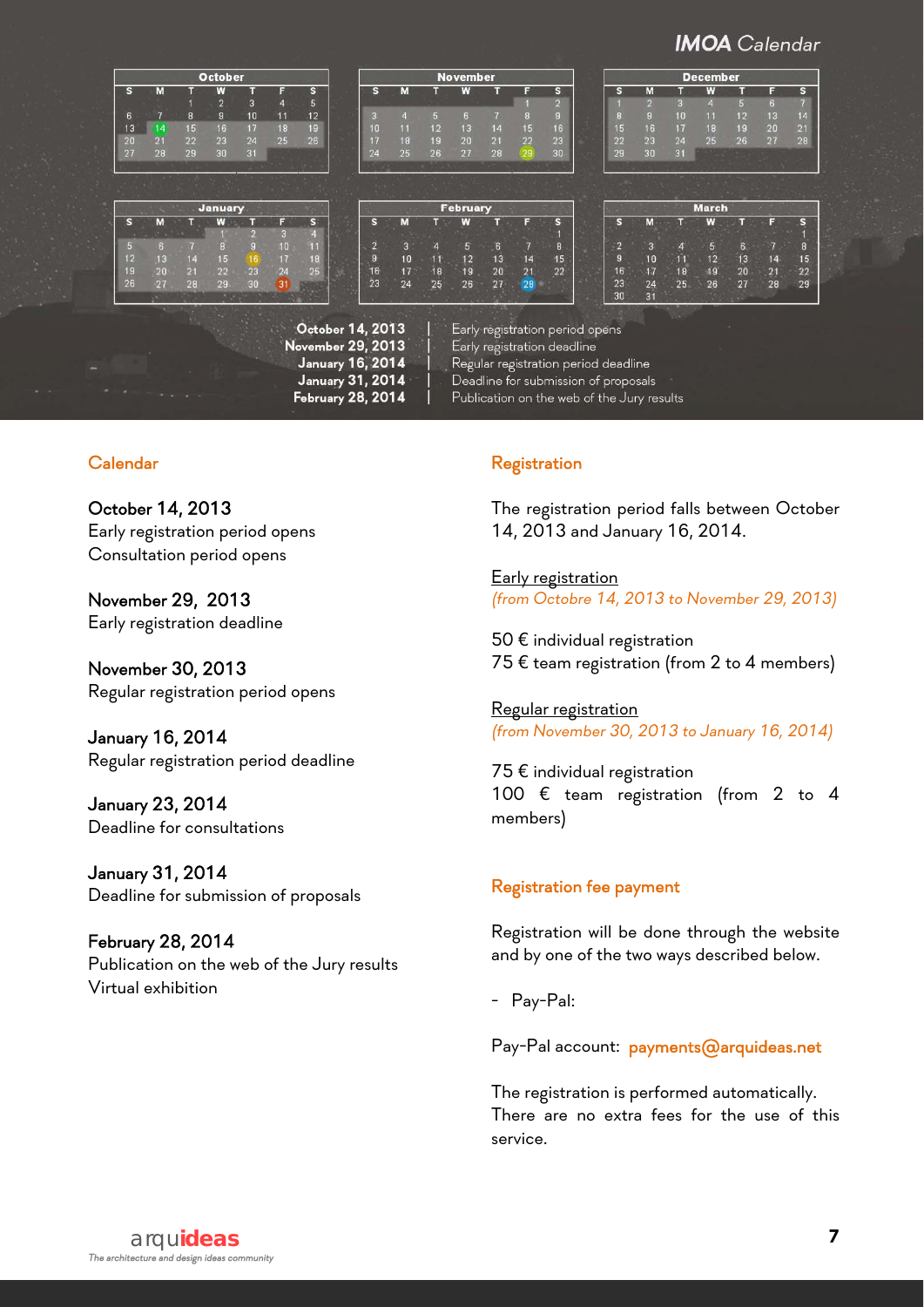# IMOA Calendar

| October | | | | | | |
|---|---|---|---|---|---|---|
| S | M | T | W | T | F | S |
| | | 1 | 2 | 3 | 4 | 5 |
| 6 | 7 | 8 | 9 | 10 | 11 | 12 |
| 13 | 14 | 15 | 16 | 17 | 18 | 19 |
| 20 | 21 | 22 | 23 | 24 | 25 | 26 |
| 27 | 28 | 29 | 30 | 31 | | |

| November | | | | | | |
|---|---|---|---|---|---|---|
| S | M | T | W | T | F | S |
| | | | | | 1 | 2 |
| 3 | 4 | 5 | 6 | 7 | 8 | 9 |
| 10 | 11 | 12 | 13 | 14 | 15 | 16 |
| 17 | 18 | 19 | 20 | 21 | 22 | 23 |
| 24 | 25 | 26 | 27 | 28 | 29 | 30 |

| December | | | | | | |
|---|---|---|---|---|---|---|
| S | M | T | W | T | F | S |
| 1 | 2 | 3 | 4 | 5 | 6 | 7 |
| 8 | 9 | 10 | 11 | 12 | 13 | 14 |
| 15 | 16 | 17 | 18 | 19 | 20 | 21 |
| 22 | 23 | 24 | 25 | 26 | 27 | 28 |
| 29 | 30 | 31 | | | | |

| January | | | | | | |
|---|---|---|---|---|---|---|
| S | M | T | W | T | F | S |
| | | | 1 | 2 | 3 | 4 |
| 5 | 6 | 7 | 8 | 9 | 10 | 11 |
| 12 | 13 | 14 | 15 | 16 | 17 | 18 |
| 19 | 20 | 21 | 22 | 23 | 24 | 25 |
| 26 | 27 | 28 | 29 | 30 | 31 | |

| February | | | | | | |
|---|---|---|---|---|---|---|
| S | M | T | W | T | F | S |
| | | | | | | 1 |
| 2 | 3 | 4 | 5 | 6 | 7 | 8 |
| 9 | 10 | 11 | 12 | 13 | 14 | 15 |
| 16 | 17 | 18 | 19 | 20 | 21 | 22 |
| 23 | 24 | 25 | 26 | 27 | 28 | |

| March | | | | | | |
|---|---|---|---|---|---|---|
| S | M | T | W | T | F | S |
| | | | | | | 1 |
| 2 | 3 | 4 | 5 | 6 | 7 | 8 |
| 9 | 10 | 11 | 12 | 13 | 14 | 15 |
| 16 | 17 | 18 | 19 | 20 | 21 | 22 |
| 23 | 24 | 25 | 26 | 27 | 28 | 29 |
| 30 | 31 | | | | | |

**October 14, 2013** | Early registration period opens
**November 29, 2013** | Early registration deadline
**January 16, 2014** | Regular registration period deadline
**January 31, 2014** | Deadline for submission of proposals
**February 28, 2014** | Publication on the web of the Jury results

## Calendar

October 14, 2013
Early registration period opens
Consultation period opens

November 29, 2013
Early registration deadline

November 30, 2013
Regular registration period opens

January 16, 2014
Regular registration period deadline

January 23, 2014
Deadline for consultations

January 31, 2014
Deadline for submission of proposals

February 28, 2014
Publication on the web of the Jury results
Virtual exhibition

## Registration

The registration period falls between October 14, 2013 and January 16, 2014.

Early registration
*(from Octobre 14, 2013 to November 29, 2013)*

50 € individual registration
75 € team registration (from 2 to 4 members)

Regular registration
*(from November 30, 2013 to January 16, 2014)*

75 € individual registration
100 € team registration (from 2 to 4 members)

## Registration fee payment

Registration will be done through the website and by one of the two ways described below.

- Pay-Pal:

Pay-Pal account: payments@arquideas.net

The registration is performed automatically. There are no extra fees for the use of this service.

arquideas
*The architecture and design ideas community*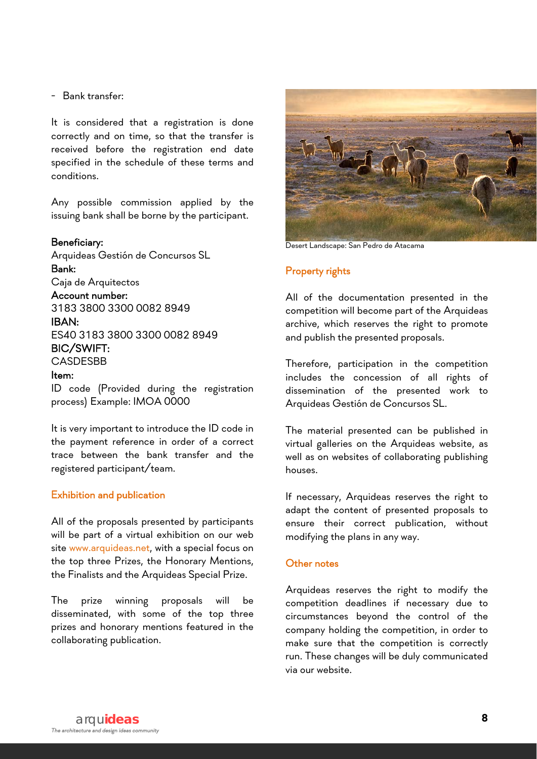- Bank transfer:

It is considered that a registration is done correctly and on time, so that the transfer is received before the registration end date specified in the schedule of these terms and conditions.

Any possible commission applied by the issuing bank shall be borne by the participant.

**Beneficiary:**
Arquideas Gestión de Concursos SL
**Bank:**
Caja de Arquitectos
**Account number:**
3183 3800 3300 0082 8949
**IBAN:**
ES40 3183 3800 3300 0082 8949
**BIC/SWIFT:**
CASDESBB
**Item:**
ID code (Provided during the registration process) Example: IMOA 0000

It is very important to introduce the ID code in the payment reference in order of a correct trace between the bank transfer and the registered participant/team.

## Exhibition and publication

All of the proposals presented by participants will be part of a virtual exhibition on our web site www.arquideas.net, with a special focus on the top three Prizes, the Honorary Mentions, the Finalists and the Arquideas Special Prize.

The prize winning proposals will be disseminated, with some of the top three prizes and honorary mentions featured in the collaborating publication.

Desert Landscape: San Pedro de Atacama

## Property rights

All of the documentation presented in the competition will become part of the Arquideas archive, which reserves the right to promote and publish the presented proposals.

Therefore, participation in the competition includes the concession of all rights of dissemination of the presented work to Arquideas Gestión de Concursos SL.

The material presented can be published in virtual galleries on the Arquideas website, as well as on websites of collaborating publishing houses.

If necessary, Arquideas reserves the right to adapt the content of presented proposals to ensure their correct publication, without modifying the plans in any way.

## Other notes

Arquideas reserves the right to modify the competition deadlines if necessary due to circumstances beyond the control of the company holding the competition, in order to make sure that the competition is correctly run. These changes will be duly communicated via our website.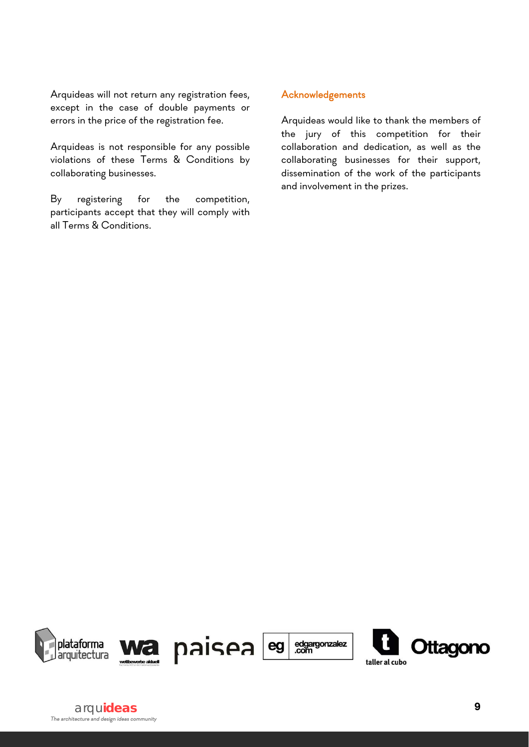Arquideas will not return any registration fees, except in the case of double payments or errors in the price of the registration fee.

Arquideas is not responsible for any possible violations of these Terms & Conditions by collaborating businesses.

By registering for the competition, participants accept that they will comply with all Terms & Conditions.

## Acknowledgements

Arquideas would like to thank the members of the jury of this competition for their collaboration and dedication, as well as the collaborating businesses for their support, dissemination of the work of the participants and involvement in the prizes.